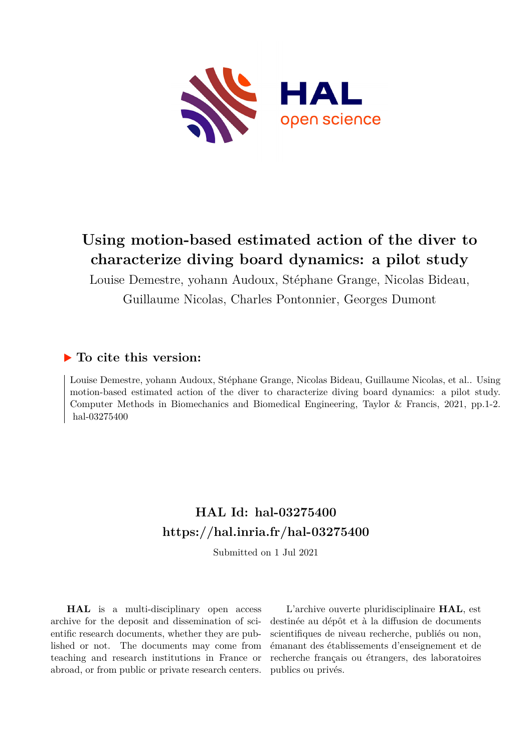# Using motion-based estimated action of the diver to characterize diving board dynamics: a pilot study

Louise Demestre, yohann Audoux, Stéphane Grange, Nicolas Bideau, Guillaume Nicolas, Charles Pontonnier, Georges Dumont

## ▶ To cite this version:

Louise Demestre, yohann Audoux, Stéphane Grange, Nicolas Bideau, Guillaume Nicolas, et al.. Using motion-based estimated action of the diver to characterize diving board dynamics: a pilot study. Computer Methods in Biomechanics and Biomedical Engineering, Taylor & Francis, 2021, pp.1-2. hal-03275400

## HAL Id: hal-03275400
## https://hal.inria.fr/hal-03275400

Submitted on 1 Jul 2021

**HAL** is a multi-disciplinary open access archive for the deposit and dissemination of scientific research documents, whether they are published or not. The documents may come from teaching and research institutions in France or abroad, or from public or private research centers.

L'archive ouverte pluridisciplinaire **HAL**, est destinée au dépôt et à la diffusion de documents scientifiques de niveau recherche, publiés ou non, émanant des établissements d'enseignement et de recherche français ou étrangers, des laboratoires publics ou privés.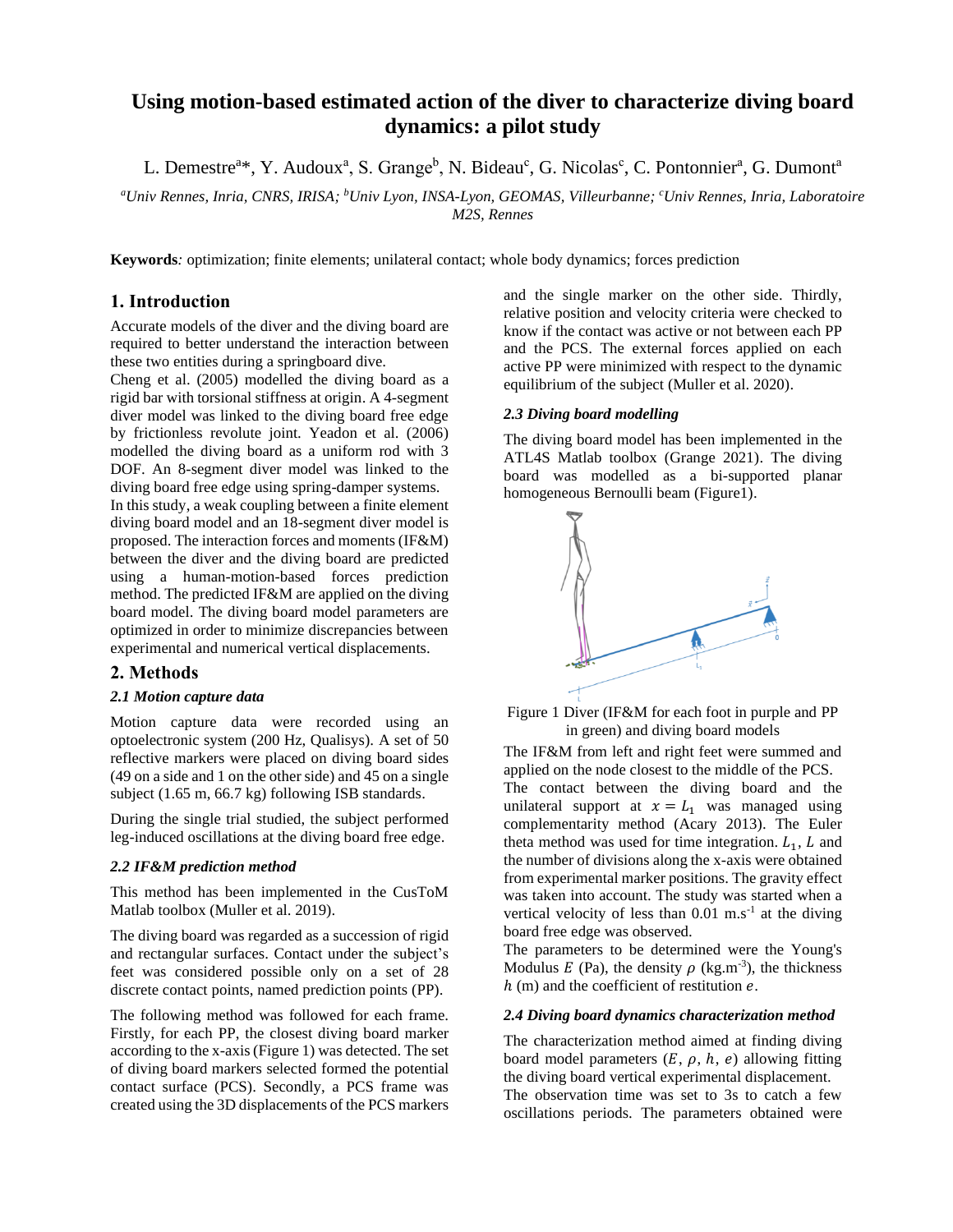# Using motion-based estimated action of the diver to characterize diving board dynamics: a pilot study

L. Demestre[a]*, Y. Audoux[a], S. Grange[b], N. Bideau[c], G. Nicolas[c], C. Pontonnier[a], G. Dumont[a]

*[a]Univ Rennes, Inria, CNRS, IRISA; [b]Univ Lyon, INSA-Lyon, GEOMAS, Villeurbanne; [c]Univ Rennes, Inria, Laboratoire M2S, Rennes*

**Keywords***:* optimization; finite elements; unilateral contact; whole body dynamics; forces prediction

## 1. Introduction

Accurate models of the diver and the diving board are required to better understand the interaction between these two entities during a springboard dive.

Cheng et al. (2005) modelled the diving board as a rigid bar with torsional stiffness at origin. A 4-segment diver model was linked to the diving board free edge by frictionless revolute joint. Yeadon et al. (2006) modelled the diving board as a uniform rod with 3 DOF. An 8-segment diver model was linked to the diving board free edge using spring-damper systems.

In this study, a weak coupling between a finite element diving board model and an 18-segment diver model is proposed. The interaction forces and moments (IF&M) between the diver and the diving board are predicted using a human-motion-based forces prediction method. The predicted IF&M are applied on the diving board model. The diving board model parameters are optimized in order to minimize discrepancies between experimental and numerical vertical displacements.

## 2. Methods

### *2.1 Motion capture data*

Motion capture data were recorded using an optoelectronic system (200 Hz, Qualisys). A set of 50 reflective markers were placed on diving board sides (49 on a side and 1 on the other side) and 45 on a single subject (1.65 m, 66.7 kg) following ISB standards.

During the single trial studied, the subject performed leg-induced oscillations at the diving board free edge.

### *2.2 IF&M prediction method*

This method has been implemented in the CusToM Matlab toolbox (Muller et al. 2019).

The diving board was regarded as a succession of rigid and rectangular surfaces. Contact under the subject's feet was considered possible only on a set of 28 discrete contact points, named prediction points (PP).

The following method was followed for each frame. Firstly, for each PP, the closest diving board marker according to the x-axis (Figure 1) was detected. The set of diving board markers selected formed the potential contact surface (PCS). Secondly, a PCS frame was created using the 3D displacements of the PCS markers and the single marker on the other side. Thirdly, relative position and velocity criteria were checked to know if the contact was active or not between each PP and the PCS. The external forces applied on each active PP were minimized with respect to the dynamic equilibrium of the subject (Muller et al. 2020).

### *2.3 Diving board modelling*

The diving board model has been implemented in the ATL4S Matlab toolbox (Grange 2021). The diving board was modelled as a bi-supported planar homogeneous Bernoulli beam (Figure1).

Figure 1 Diver (IF&M for each foot in purple and PP in green) and diving board models

The IF&M from left and right feet were summed and applied on the node closest to the middle of the PCS.

The contact between the diving board and the unilateral support at $x = L_1$ was managed using complementarity method (Acary 2013). The Euler theta method was used for time integration. $L_1$, $L$ and the number of divisions along the x-axis were obtained from experimental marker positions. The gravity effect was taken into account. The study was started when a vertical velocity of less than 0.01 m.s$^{-1}$ at the diving board free edge was observed.

The parameters to be determined were the Young's Modulus $E$ (Pa), the density $\rho$ (kg.m$^{-3}$), the thickness $h$ (m) and the coefficient of restitution $e$.

### *2.4 Diving board dynamics characterization method*

The characterization method aimed at finding diving board model parameters ($E$, $\rho$, $h$, $e$) allowing fitting the diving board vertical experimental displacement.

The observation time was set to 3s to catch a few oscillations periods. The parameters obtained were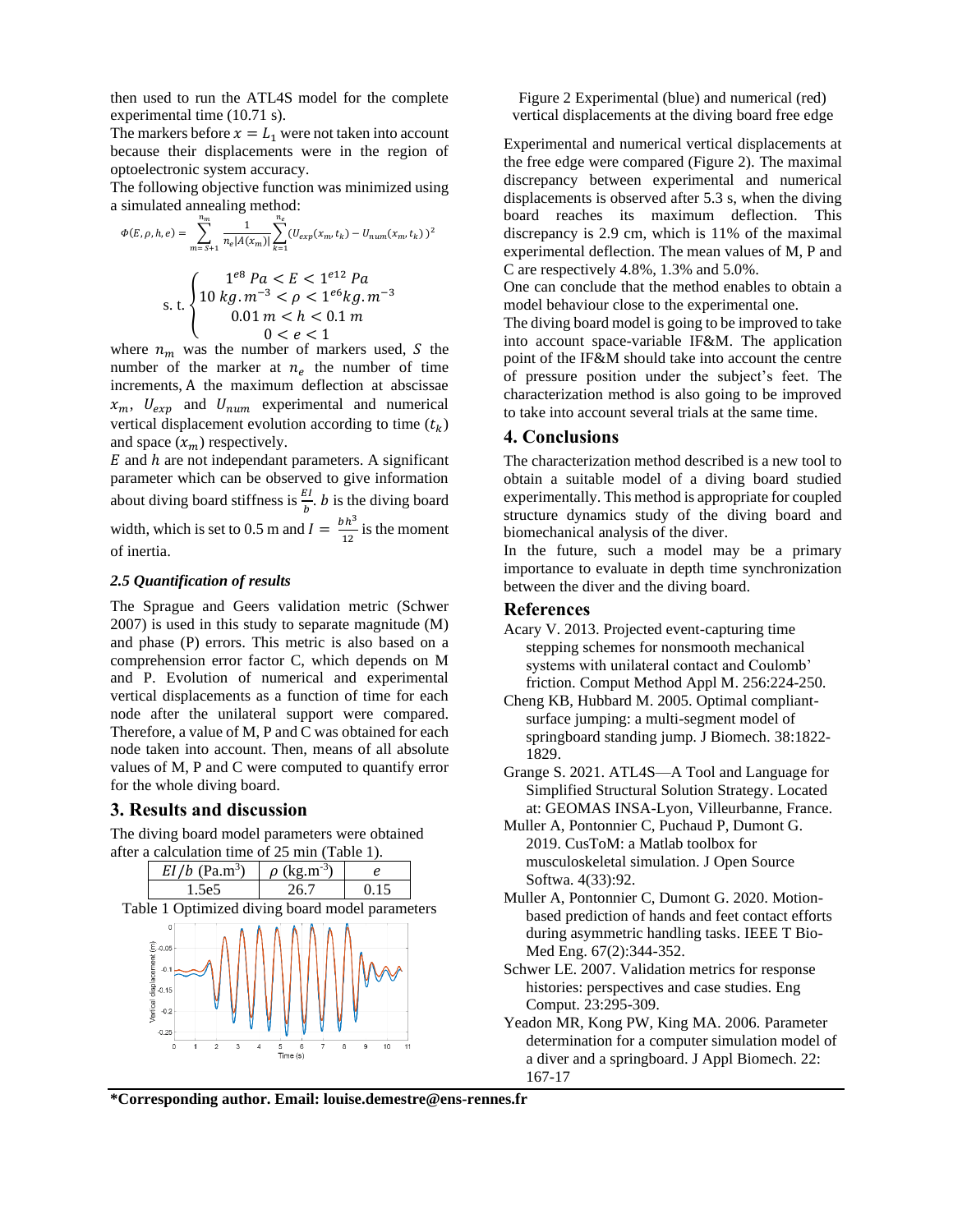then used to run the ATL4S model for the complete experimental time (10.71 s).

The markers before $x = L_1$ were not taken into account because their displacements were in the region of optoelectronic system accuracy.

The following objective function was minimized using a simulated annealing method:

$$\Phi(E,\rho,h,e) = \sum_{m=S+1}^{n_m} \frac{1}{n_e|A(x_m)|} \sum_{k=1}^{n_e} (U_{exp}(x_m,t_k) - U_{num}(x_m,t_k))^2$$

$$\text{s. t.} \begin{cases} 1^{e8}\ Pa < E < 1^{e12}\ Pa \\ 10\ kg.m^{-3} < \rho < 1^{e6} kg.m^{-3} \\ 0.01\ m < h < 0.1\ m \\ 0 < e < 1 \end{cases}$$

where $n_m$ was the number of markers used, $S$ the number of the marker at $n_e$ the number of time increments, A the maximum deflection at abscissae $x_m$, $U_{exp}$ and $U_{num}$ experimental and numerical vertical displacement evolution according to time ($t_k$) and space ($x_m$) respectively.

$E$ and $h$ are not independant parameters. A significant parameter which can be observed to give information about diving board stiffness is $\frac{EI}{b}$. $b$ is the diving board width, which is set to 0.5 m and $I = \frac{bh^3}{12}$ is the moment of inertia.

### *2.5 Quantification of results*

The Sprague and Geers validation metric (Schwer 2007) is used in this study to separate magnitude (M) and phase (P) errors. This metric is also based on a comprehension error factor C, which depends on M and P. Evolution of numerical and experimental vertical displacements as a function of time for each node after the unilateral support were compared. Therefore, a value of M, P and C was obtained for each node taken into account. Then, means of all absolute values of M, P and C were computed to quantify error for the whole diving board.

## 3. Results and discussion

The diving board model parameters were obtained after a calculation time of 25 min (Table 1).

| $EI/b$ (Pa.m$^3$) | $\rho$ (kg.m$^{-3}$) | $e$ |
|---|---|---|
| 1.5e5 | 26.7 | 0.15 |

Table 1 Optimized diving board model parameters

Vertical displacement (m)
0
-0.05
-0.1
-0.15
-0.2
-0.25
0 1 2 3 4 5 6 7 8 9 10 11
Time (s)

Figure 2 Experimental (blue) and numerical (red) vertical displacements at the diving board free edge

Experimental and numerical vertical displacements at the free edge were compared (Figure 2). The maximal discrepancy between experimental and numerical displacements is observed after 5.3 s, when the diving board reaches its maximum deflection. This discrepancy is 2.9 cm, which is 11% of the maximal experimental deflection. The mean values of M, P and C are respectively 4.8%, 1.3% and 5.0%.

One can conclude that the method enables to obtain a model behaviour close to the experimental one.

The diving board model is going to be improved to take into account space-variable IF&M. The application point of the IF&M should take into account the centre of pressure position under the subject's feet. The characterization method is also going to be improved to take into account several trials at the same time.

## 4. Conclusions

The characterization method described is a new tool to obtain a suitable model of a diving board studied experimentally. This method is appropriate for coupled structure dynamics study of the diving board and biomechanical analysis of the diver.

In the future, such a model may be a primary importance to evaluate in depth time synchronization between the diver and the diving board.

## References

Acary V. 2013. Projected event-capturing time stepping schemes for nonsmooth mechanical systems with unilateral contact and Coulomb' friction. Comput Method Appl M. 256:224-250.

Cheng KB, Hubbard M. 2005. Optimal compliant-surface jumping: a multi-segment model of springboard standing jump. J Biomech. 38:1822-1829.

Grange S. 2021. ATL4S—A Tool and Language for Simplified Structural Solution Strategy. Located at: GEOMAS INSA-Lyon, Villeurbanne, France.

Muller A, Pontonnier C, Puchaud P, Dumont G. 2019. CusToM: a Matlab toolbox for musculoskeletal simulation. J Open Source Softwa. 4(33):92.

Muller A, Pontonnier C, Dumont G. 2020. Motion-based prediction of hands and feet contact efforts during asymmetric handling tasks. IEEE T Bio-Med Eng. 67(2):344-352.

Schwer LE. 2007. Validation metrics for response histories: perspectives and case studies. Eng Comput. 23:295-309.

Yeadon MR, Kong PW, King MA. 2006. Parameter determination for a computer simulation model of a diver and a springboard. J Appl Biomech. 22: 167-17

**\*Corresponding author. Email: louise.demestre@ens-rennes.fr**